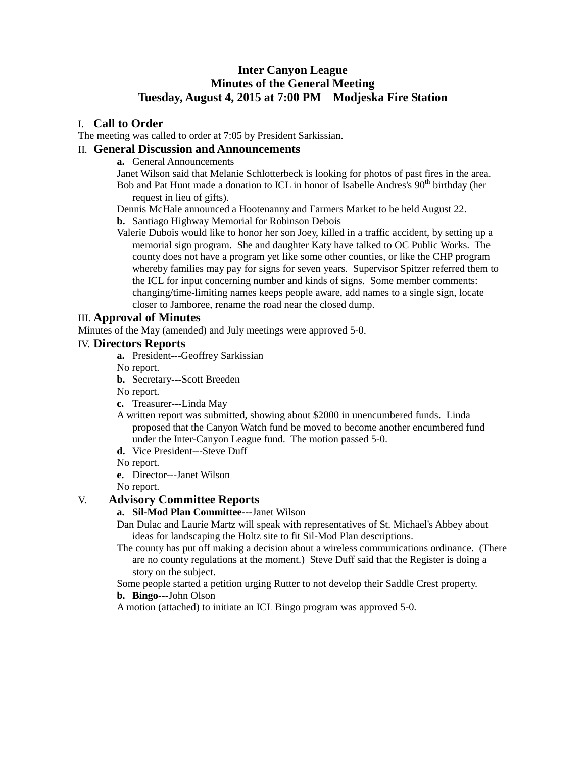# Inter Canyon League
## Minutes of the General Meeting
## Tuesday, August 4, 2015 at 7:00 PM   Modjeska Fire Station

## I. Call to Order

The meeting was called to order at 7:05 by President Sarkissian.

## II. General Discussion and Announcements

**a.** General Announcements

Janet Wilson said that Melanie Schlotterbeck is looking for photos of past fires in the area.

Bob and Pat Hunt made a donation to ICL in honor of Isabelle Andres's 90th birthday (her request in lieu of gifts).

Dennis McHale announced a Hootenanny and Farmers Market to be held August 22.

**b.** Santiago Highway Memorial for Robinson Debois

Valerie Dubois would like to honor her son Joey, killed in a traffic accident, by setting up a memorial sign program. She and daughter Katy have talked to OC Public Works. The county does not have a program yet like some other counties, or like the CHP program whereby families may pay for signs for seven years. Supervisor Spitzer referred them to the ICL for input concerning number and kinds of signs. Some member comments: changing/time-limiting names keeps people aware, add names to a single sign, locate closer to Jamboree, rename the road near the closed dump.

## III. Approval of Minutes

Minutes of the May (amended) and July meetings were approved 5-0.

## IV. Directors Reports

**a.** President---Geoffrey Sarkissian

No report.

**b.** Secretary---Scott Breeden

No report.

**c.** Treasurer---Linda May

A written report was submitted, showing about $2000 in unencumbered funds. Linda proposed that the Canyon Watch fund be moved to become another encumbered fund under the Inter-Canyon League fund. The motion passed 5-0.

**d.** Vice President---Steve Duff

No report.

**e.** Director---Janet Wilson

No report.

## V. Advisory Committee Reports

**a. Sil-Mod Plan Committee---**Janet Wilson

Dan Dulac and Laurie Martz will speak with representatives of St. Michael's Abbey about ideas for landscaping the Holtz site to fit Sil-Mod Plan descriptions.

The county has put off making a decision about a wireless communications ordinance. (There are no county regulations at the moment.) Steve Duff said that the Register is doing a story on the subject.

Some people started a petition urging Rutter to not develop their Saddle Crest property.

**b. Bingo---**John Olson

A motion (attached) to initiate an ICL Bingo program was approved 5-0.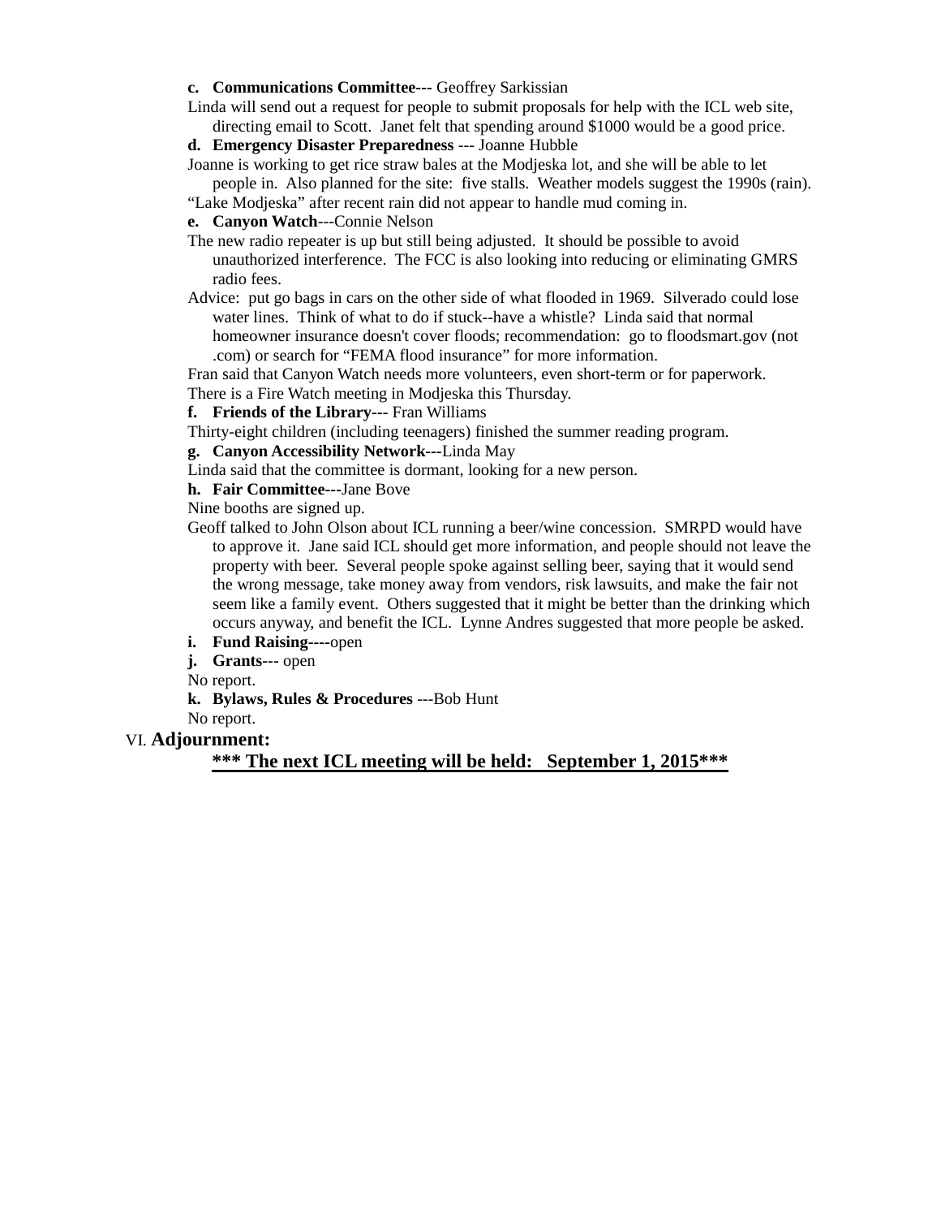**c. Communications Committee---** Geoffrey Sarkissian

Linda will send out a request for people to submit proposals for help with the ICL web site, directing email to Scott. Janet felt that spending around $1000 would be a good price.

**d. Emergency Disaster Preparedness** --- Joanne Hubble

Joanne is working to get rice straw bales at the Modjeska lot, and she will be able to let people in. Also planned for the site: five stalls. Weather models suggest the 1990s (rain).

"Lake Modjeska" after recent rain did not appear to handle mud coming in.

**e. Canyon Watch**---Connie Nelson

The new radio repeater is up but still being adjusted. It should be possible to avoid unauthorized interference. The FCC is also looking into reducing or eliminating GMRS radio fees.

Advice: put go bags in cars on the other side of what flooded in 1969. Silverado could lose water lines. Think of what to do if stuck--have a whistle? Linda said that normal homeowner insurance doesn't cover floods; recommendation: go to floodsmart.gov (not .com) or search for "FEMA flood insurance" for more information.

Fran said that Canyon Watch needs more volunteers, even short-term or for paperwork.

There is a Fire Watch meeting in Modjeska this Thursday.

**f. Friends of the Library---** Fran Williams

Thirty-eight children (including teenagers) finished the summer reading program.

**g. Canyon Accessibility Network---**Linda May

Linda said that the committee is dormant, looking for a new person.

**h. Fair Committee---**Jane Bove

Nine booths are signed up.

Geoff talked to John Olson about ICL running a beer/wine concession. SMRPD would have to approve it. Jane said ICL should get more information, and people should not leave the property with beer. Several people spoke against selling beer, saying that it would send the wrong message, take money away from vendors, risk lawsuits, and make the fair not seem like a family event. Others suggested that it might be better than the drinking which occurs anyway, and benefit the ICL. Lynne Andres suggested that more people be asked.

**i. Fund Raising----**open

**j. Grants---** open

No report.

**k. Bylaws, Rules & Procedures** ---Bob Hunt

No report.

VI. **Adjournment:**

**\*\*\* The next ICL meeting will be held: September 1, 2015\*\*\***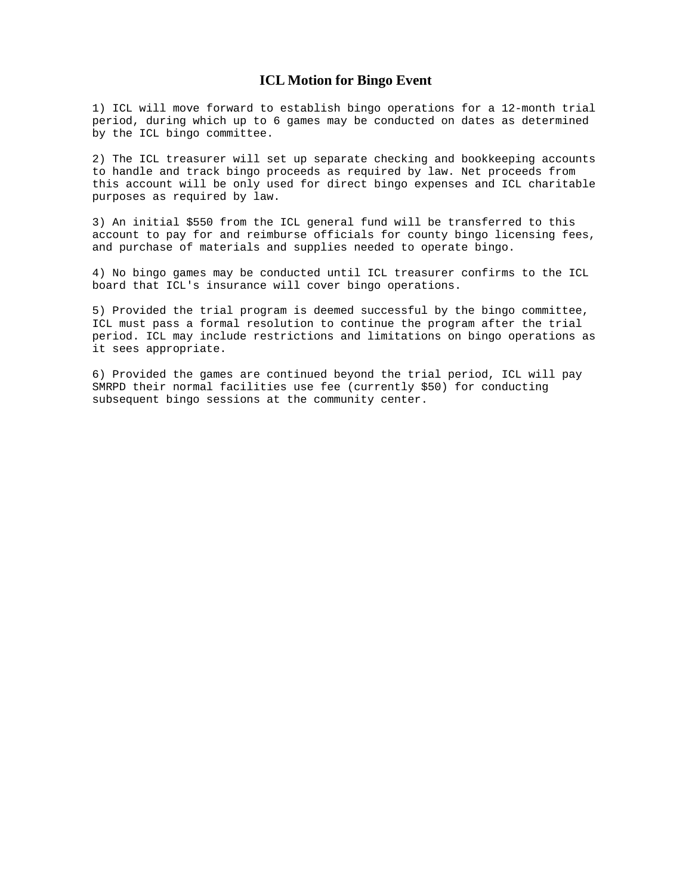# ICL Motion for Bingo Event

1) ICL will move forward to establish bingo operations for a 12-month trial period, during which up to 6 games may be conducted on dates as determined by the ICL bingo committee.

2) The ICL treasurer will set up separate checking and bookkeeping accounts to handle and track bingo proceeds as required by law. Net proceeds from this account will be only used for direct bingo expenses and ICL charitable purposes as required by law.

3) An initial $550 from the ICL general fund will be transferred to this account to pay for and reimburse officials for county bingo licensing fees, and purchase of materials and supplies needed to operate bingo.

4) No bingo games may be conducted until ICL treasurer confirms to the ICL board that ICL's insurance will cover bingo operations.

5) Provided the trial program is deemed successful by the bingo committee, ICL must pass a formal resolution to continue the program after the trial period. ICL may include restrictions and limitations on bingo operations as it sees appropriate.

6) Provided the games are continued beyond the trial period, ICL will pay SMRPD their normal facilities use fee (currently $50) for conducting subsequent bingo sessions at the community center.